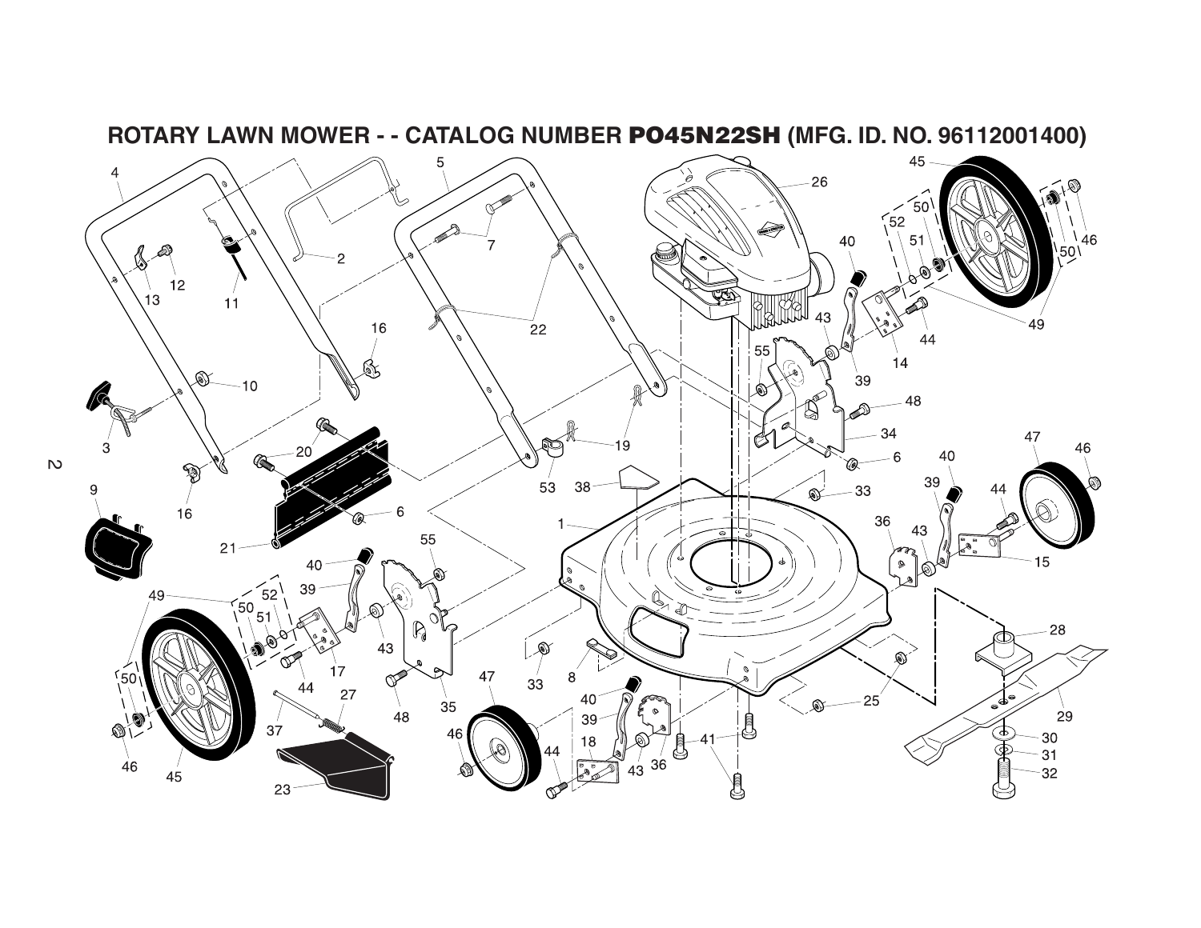# ROTARY LAWN MOWER - - CATALOG NUMBER PO45N22SH (MFG. ID. NO. 96112001400)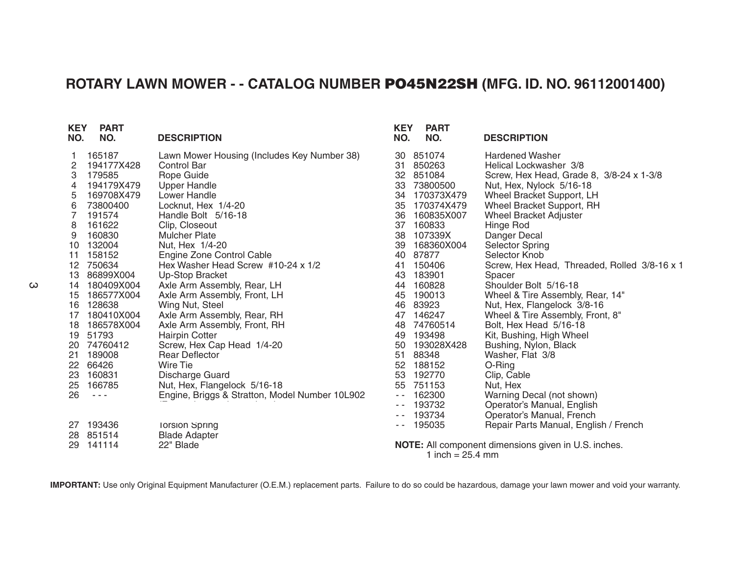# ROTARY LAWN MOWER - - CATALOG NUMBER PO45N22SH (MFG. ID. NO. 96112001400)

| KEY NO. | PART NO. | DESCRIPTION |
|---|---|---|
| 1 | 165187 | Lawn Mower Housing (Includes Key Number 38) |
| 2 | 194177X428 | Control Bar |
| 3 | 179585 | Rope Guide |
| 4 | 194179X479 | Upper Handle |
| 5 | 169708X479 | Lower Handle |
| 6 | 73800400 | Locknut, Hex 1/4-20 |
| 7 | 191574 | Handle Bolt 5/16-18 |
| 8 | 161622 | Clip, Closeout |
| 9 | 160830 | Mulcher Plate |
| 10 | 132004 | Nut, Hex 1/4-20 |
| 11 | 158152 | Engine Zone Control Cable |
| 12 | 750634 | Hex Washer Head Screw #10-24 x 1/2 |
| 13 | 86899X004 | Up-Stop Bracket |
| 14 | 180409X004 | Axle Arm Assembly, Rear, LH |
| 15 | 186577X004 | Axle Arm Assembly, Front, LH |
| 16 | 128638 | Wing Nut, Steel |
| 17 | 180410X004 | Axle Arm Assembly, Rear, RH |
| 18 | 186578X004 | Axle Arm Assembly, Front, RH |
| 19 | 51793 | Hairpin Cotter |
| 20 | 74760412 | Screw, Hex Cap Head 1/4-20 |
| 21 | 189008 | Rear Deflector |
| 22 | 66426 | Wire Tie |
| 23 | 160831 | Discharge Guard |
| 25 | 166785 | Nut, Hex, Flangelock 5/16-18 |
| 26 | - - - | Engine, Briggs & Stratton, Model Number 10L902 |
| 27 | 193436 | Torsion Spring |
| 28 | 851514 | Blade Adapter |
| 29 | 141114 | 22" Blade |
| 30 | 851074 | Hardened Washer |
| 31 | 850263 | Helical Lockwasher 3/8 |
| 32 | 851084 | Screw, Hex Head, Grade 8, 3/8-24 x 1-3/8 |
| 33 | 73800500 | Nut, Hex, Nylock 5/16-18 |
| 34 | 170373X479 | Wheel Bracket Support, LH |
| 35 | 170374X479 | Wheel Bracket Support, RH |
| 36 | 160835X007 | Wheel Bracket Adjuster |
| 37 | 160833 | Hinge Rod |
| 38 | 107339X | Danger Decal |
| 39 | 168360X004 | Selector Spring |
| 40 | 87877 | Selector Knob |
| 41 | 150406 | Screw, Hex Head, Threaded, Rolled 3/8-16 x 1 |
| 43 | 183901 | Spacer |
| 44 | 160828 | Shoulder Bolt 5/16-18 |
| 45 | 190013 | Wheel & Tire Assembly, Rear, 14" |
| 46 | 83923 | Nut, Hex, Flangelock 3/8-16 |
| 47 | 146247 | Wheel & Tire Assembly, Front, 8" |
| 48 | 74760514 | Bolt, Hex Head 5/16-18 |
| 49 | 193498 | Kit, Bushing, High Wheel |
| 50 | 193028X428 | Bushing, Nylon, Black |
| 51 | 88348 | Washer, Flat 3/8 |
| 52 | 188152 | O-Ring |
| 53 | 192770 | Clip, Cable |
| 55 | 751153 | Nut, Hex |
| - - | 162300 | Warning Decal (not shown) |
| - - | 193732 | Operator's Manual, English |
| - - | 193734 | Operator's Manual, French |
| - - | 195035 | Repair Parts Manual, English / French |

**NOTE:** All component dimensions given in U.S. inches.
1 inch = 25.4 mm

**IMPORTANT:** Use only Original Equipment Manufacturer (O.E.M.) replacement parts. Failure to do so could be hazardous, damage your lawn mower and void your warranty.